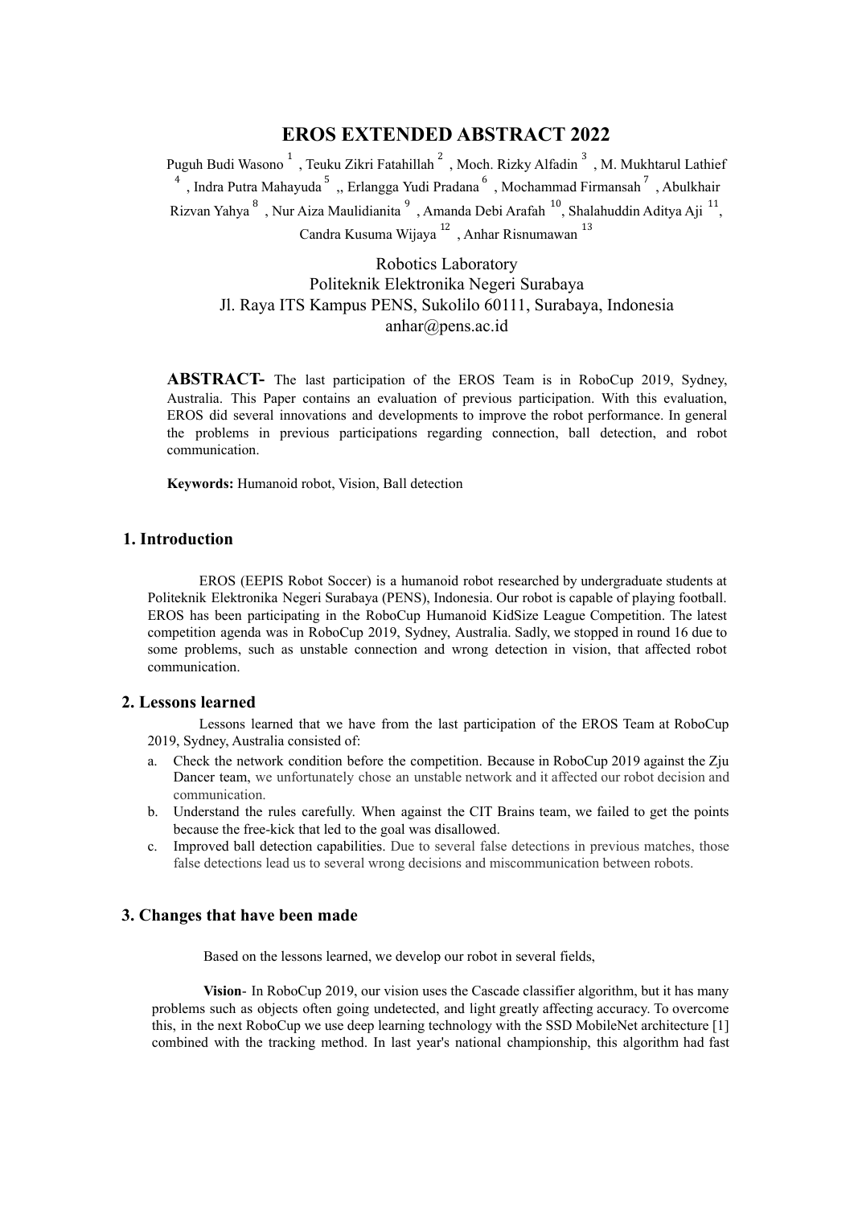# EROS EXTENDED ABSTRACT 2022

Puguh Budi Wasono [1] , Teuku Zikri Fatahillah [2] , Moch. Rizky Alfadin [3] , M. Mukhtarul Lathief [4] , Indra Putra Mahayuda [5] ,, Erlangga Yudi Pradana [6] , Mochammad Firmansah [7] , Abulkhair Rizvan Yahya [8] , Nur Aiza Maulidianita [9] , Amanda Debi Arafah [10], Shalahuddin Aditya Aji [11], Candra Kusuma Wijaya [12] , Anhar Risnumawan [13]

Robotics Laboratory
Politeknik Elektronika Negeri Surabaya
Jl. Raya ITS Kampus PENS, Sukolilo 60111, Surabaya, Indonesia
anhar@pens.ac.id

**ABSTRACT-** The last participation of the EROS Team is in RoboCup 2019, Sydney, Australia. This Paper contains an evaluation of previous participation. With this evaluation, EROS did several innovations and developments to improve the robot performance. In general the problems in previous participations regarding connection, ball detection, and robot communication.

**Keywords:** Humanoid robot, Vision, Ball detection

## 1. Introduction

EROS (EEPIS Robot Soccer) is a humanoid robot researched by undergraduate students at Politeknik Elektronika Negeri Surabaya (PENS), Indonesia. Our robot is capable of playing football. EROS has been participating in the RoboCup Humanoid KidSize League Competition. The latest competition agenda was in RoboCup 2019, Sydney, Australia. Sadly, we stopped in round 16 due to some problems, such as unstable connection and wrong detection in vision, that affected robot communication.

## 2. Lessons learned

Lessons learned that we have from the last participation of the EROS Team at RoboCup 2019, Sydney, Australia consisted of:

a. Check the network condition before the competition. Because in RoboCup 2019 against the Zju Dancer team, we unfortunately chose an unstable network and it affected our robot decision and communication.
b. Understand the rules carefully. When against the CIT Brains team, we failed to get the points because the free-kick that led to the goal was disallowed.
c. Improved ball detection capabilities. Due to several false detections in previous matches, those false detections lead us to several wrong decisions and miscommunication between robots.

## 3. Changes that have been made

Based on the lessons learned, we develop our robot in several fields,

**Vision**- In RoboCup 2019, our vision uses the Cascade classifier algorithm, but it has many problems such as objects often going undetected, and light greatly affecting accuracy. To overcome this, in the next RoboCup we use deep learning technology with the SSD MobileNet architecture [1] combined with the tracking method. In last year's national championship, this algorithm had fast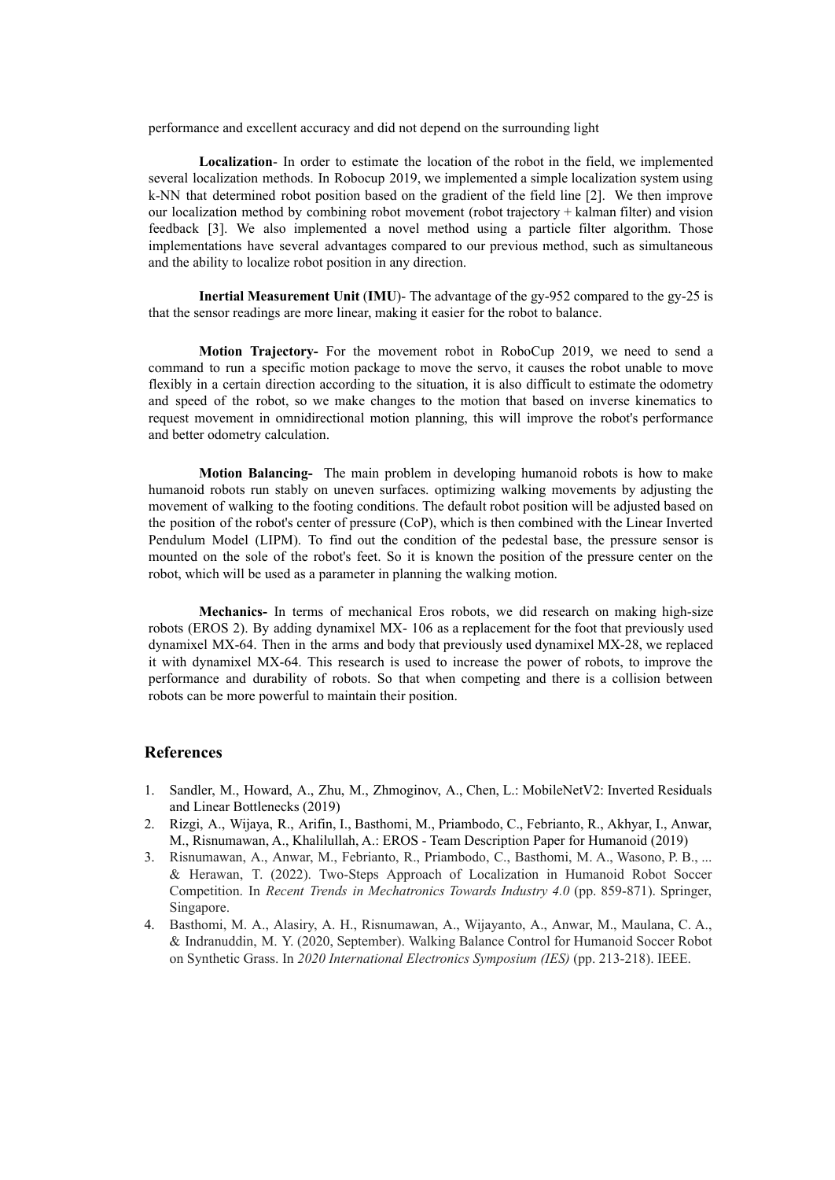performance and excellent accuracy and did not depend on the surrounding light

**Localization**- In order to estimate the location of the robot in the field, we implemented several localization methods. In Robocup 2019, we implemented a simple localization system using k-NN that determined robot position based on the gradient of the field line [2]. We then improve our localization method by combining robot movement (robot trajectory + kalman filter) and vision feedback [3]. We also implemented a novel method using a particle filter algorithm. Those implementations have several advantages compared to our previous method, such as simultaneous and the ability to localize robot position in any direction.

**Inertial Measurement Unit** (**IMU**)- The advantage of the gy-952 compared to the gy-25 is that the sensor readings are more linear, making it easier for the robot to balance.

**Motion Trajectory-** For the movement robot in RoboCup 2019, we need to send a command to run a specific motion package to move the servo, it causes the robot unable to move flexibly in a certain direction according to the situation, it is also difficult to estimate the odometry and speed of the robot, so we make changes to the motion that based on inverse kinematics to request movement in omnidirectional motion planning, this will improve the robot's performance and better odometry calculation.

**Motion Balancing-** The main problem in developing humanoid robots is how to make humanoid robots run stably on uneven surfaces. optimizing walking movements by adjusting the movement of walking to the footing conditions. The default robot position will be adjusted based on the position of the robot's center of pressure (CoP), which is then combined with the Linear Inverted Pendulum Model (LIPM). To find out the condition of the pedestal base, the pressure sensor is mounted on the sole of the robot's feet. So it is known the position of the pressure center on the robot, which will be used as a parameter in planning the walking motion.

**Mechanics-** In terms of mechanical Eros robots, we did research on making high-size robots (EROS 2). By adding dynamixel MX- 106 as a replacement for the foot that previously used dynamixel MX-64. Then in the arms and body that previously used dynamixel MX-28, we replaced it with dynamixel MX-64. This research is used to increase the power of robots, to improve the performance and durability of robots. So that when competing and there is a collision between robots can be more powerful to maintain their position.

## References

1. Sandler, M., Howard, A., Zhu, M., Zhmoginov, A., Chen, L.: MobileNetV2: Inverted Residuals and Linear Bottlenecks (2019)
2. Rizgi, A., Wijaya, R., Arifin, I., Basthomi, M., Priambodo, C., Febrianto, R., Akhyar, I., Anwar, M., Risnumawan, A., Khalilullah, A.: EROS - Team Description Paper for Humanoid (2019)
3. Risnumawan, A., Anwar, M., Febrianto, R., Priambodo, C., Basthomi, M. A., Wasono, P. B., ... & Herawan, T. (2022). Two-Steps Approach of Localization in Humanoid Robot Soccer Competition. In *Recent Trends in Mechatronics Towards Industry 4.0* (pp. 859-871). Springer, Singapore.
4. Basthomi, M. A., Alasiry, A. H., Risnumawan, A., Wijayanto, A., Anwar, M., Maulana, C. A., & Indranuddin, M. Y. (2020, September). Walking Balance Control for Humanoid Soccer Robot on Synthetic Grass. In *2020 International Electronics Symposium (IES)* (pp. 213-218). IEEE.